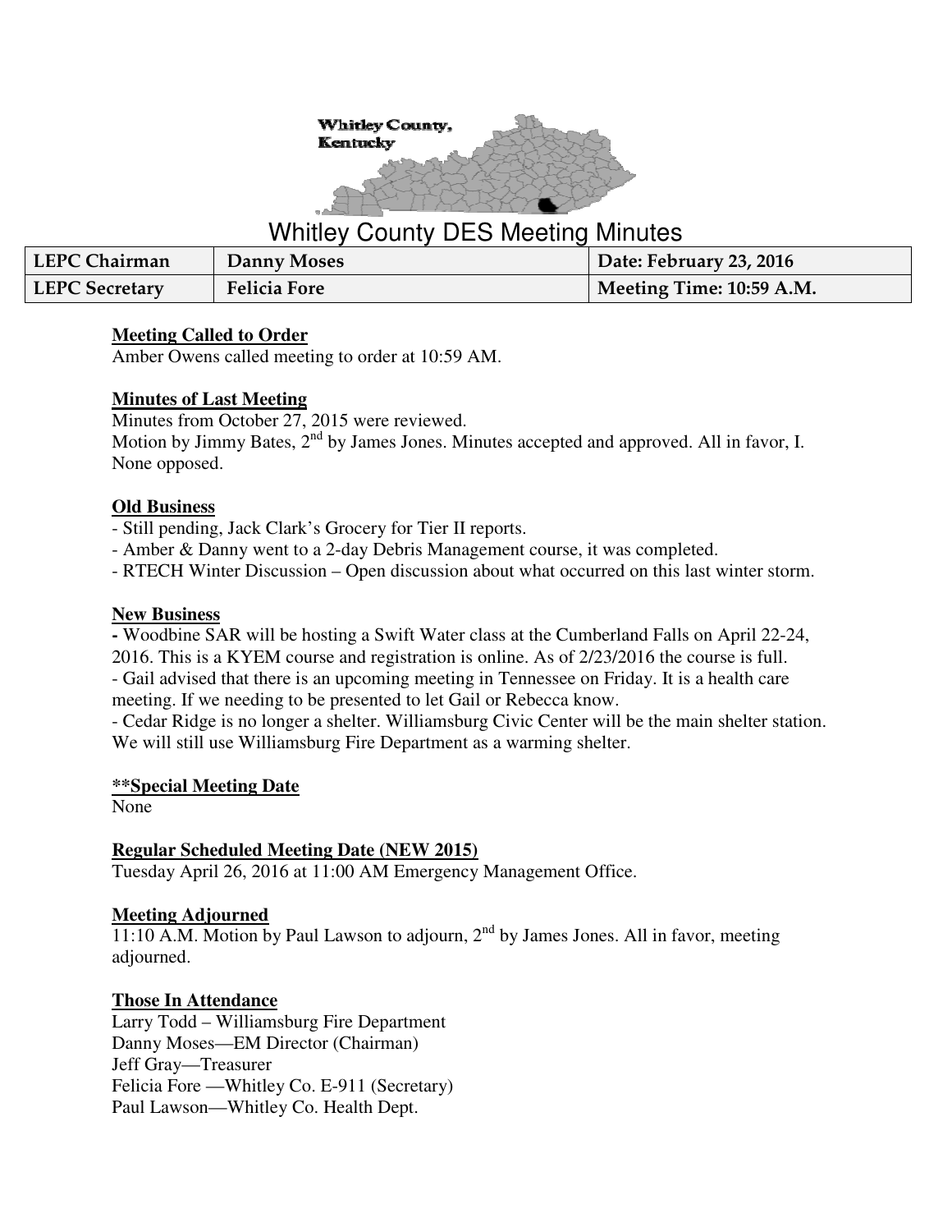Whitley County, Kentucky

# Whitley County DES Meeting Minutes

| LEPC Chairman | Danny Moses | Date: February 23, 2016 |
|---|---|---|
| LEPC Secretary | Felicia Fore | Meeting Time: 10:59 A.M. |

**Meeting Called to Order**

Amber Owens called meeting to order at 10:59 AM.

**Minutes of Last Meeting**

Minutes from October 27, 2015 were reviewed.
Motion by Jimmy Bates, 2nd by James Jones. Minutes accepted and approved. All in favor, I. None opposed.

**Old Business**

- Still pending, Jack Clark's Grocery for Tier II reports.
- Amber & Danny went to a 2-day Debris Management course, it was completed.
- RTECH Winter Discussion – Open discussion about what occurred on this last winter storm.

**New Business**

- Woodbine SAR will be hosting a Swift Water class at the Cumberland Falls on April 22-24, 2016. This is a KYEM course and registration is online. As of 2/23/2016 the course is full.
- Gail advised that there is an upcoming meeting in Tennessee on Friday. It is a health care meeting. If we needing to be presented to let Gail or Rebecca know.
- Cedar Ridge is no longer a shelter. Williamsburg Civic Center will be the main shelter station. We will still use Williamsburg Fire Department as a warming shelter.

**\*\*Special Meeting Date**

None

**Regular Scheduled Meeting Date (NEW 2015)**

Tuesday April 26, 2016 at 11:00 AM Emergency Management Office.

**Meeting Adjourned**

11:10 A.M. Motion by Paul Lawson to adjourn, 2nd by James Jones. All in favor, meeting adjourned.

**Those In Attendance**

Larry Todd – Williamsburg Fire Department
Danny Moses—EM Director (Chairman)
Jeff Gray—Treasurer
Felicia Fore —Whitley Co. E-911 (Secretary)
Paul Lawson—Whitley Co. Health Dept.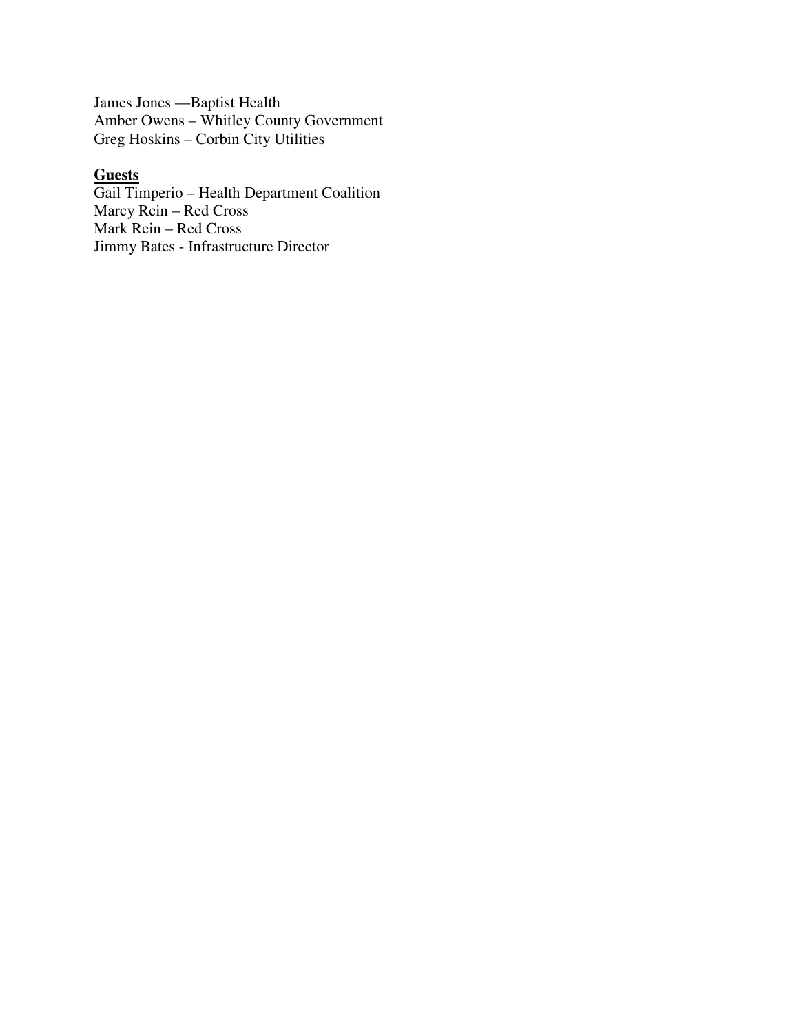James Jones —Baptist Health
Amber Owens – Whitley County Government
Greg Hoskins – Corbin City Utilities

**Guests**
Gail Timperio – Health Department Coalition
Marcy Rein – Red Cross
Mark Rein – Red Cross
Jimmy Bates - Infrastructure Director